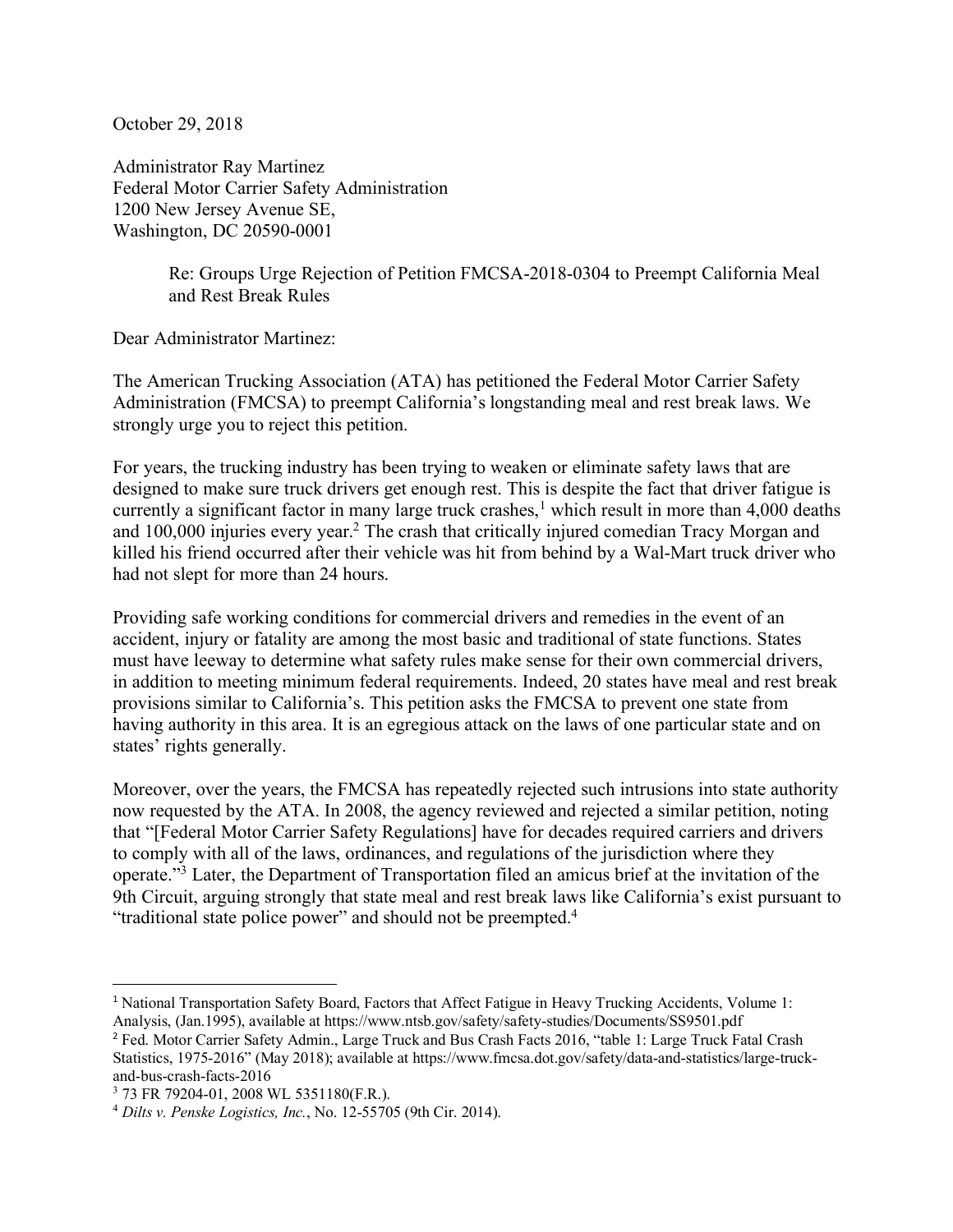October 29, 2018

Administrator Ray Martinez
Federal Motor Carrier Safety Administration
1200 New Jersey Avenue SE,
Washington, DC 20590-0001

> Re: Groups Urge Rejection of Petition FMCSA-2018-0304 to Preempt California Meal and Rest Break Rules

Dear Administrator Martinez:

The American Trucking Association (ATA) has petitioned the Federal Motor Carrier Safety Administration (FMCSA) to preempt California's longstanding meal and rest break laws. We strongly urge you to reject this petition.

For years, the trucking industry has been trying to weaken or eliminate safety laws that are designed to make sure truck drivers get enough rest. This is despite the fact that driver fatigue is currently a significant factor in many large truck crashes,[1] which result in more than 4,000 deaths and 100,000 injuries every year.[2] The crash that critically injured comedian Tracy Morgan and killed his friend occurred after their vehicle was hit from behind by a Wal-Mart truck driver who had not slept for more than 24 hours.

Providing safe working conditions for commercial drivers and remedies in the event of an accident, injury or fatality are among the most basic and traditional of state functions. States must have leeway to determine what safety rules make sense for their own commercial drivers, in addition to meeting minimum federal requirements. Indeed, 20 states have meal and rest break provisions similar to California's. This petition asks the FMCSA to prevent one state from having authority in this area. It is an egregious attack on the laws of one particular state and on states' rights generally.

Moreover, over the years, the FMCSA has repeatedly rejected such intrusions into state authority now requested by the ATA. In 2008, the agency reviewed and rejected a similar petition, noting that "[Federal Motor Carrier Safety Regulations] have for decades required carriers and drivers to comply with all of the laws, ordinances, and regulations of the jurisdiction where they operate."[3] Later, the Department of Transportation filed an amicus brief at the invitation of the 9th Circuit, arguing strongly that state meal and rest break laws like California's exist pursuant to "traditional state police power" and should not be preempted.[4]

---

[1] National Transportation Safety Board, Factors that Affect Fatigue in Heavy Trucking Accidents, Volume 1: Analysis, (Jan.1995), available at https://www.ntsb.gov/safety/safety-studies/Documents/SS9501.pdf

[2] Fed. Motor Carrier Safety Admin., Large Truck and Bus Crash Facts 2016, "table 1: Large Truck Fatal Crash Statistics, 1975-2016" (May 2018); available at https://www.fmcsa.dot.gov/safety/data-and-statistics/large-truck-and-bus-crash-facts-2016

[3] 73 FR 79204-01, 2008 WL 5351180(F.R.).

[4] *Dilts v. Penske Logistics, Inc.*, No. 12-55705 (9th Cir. 2014).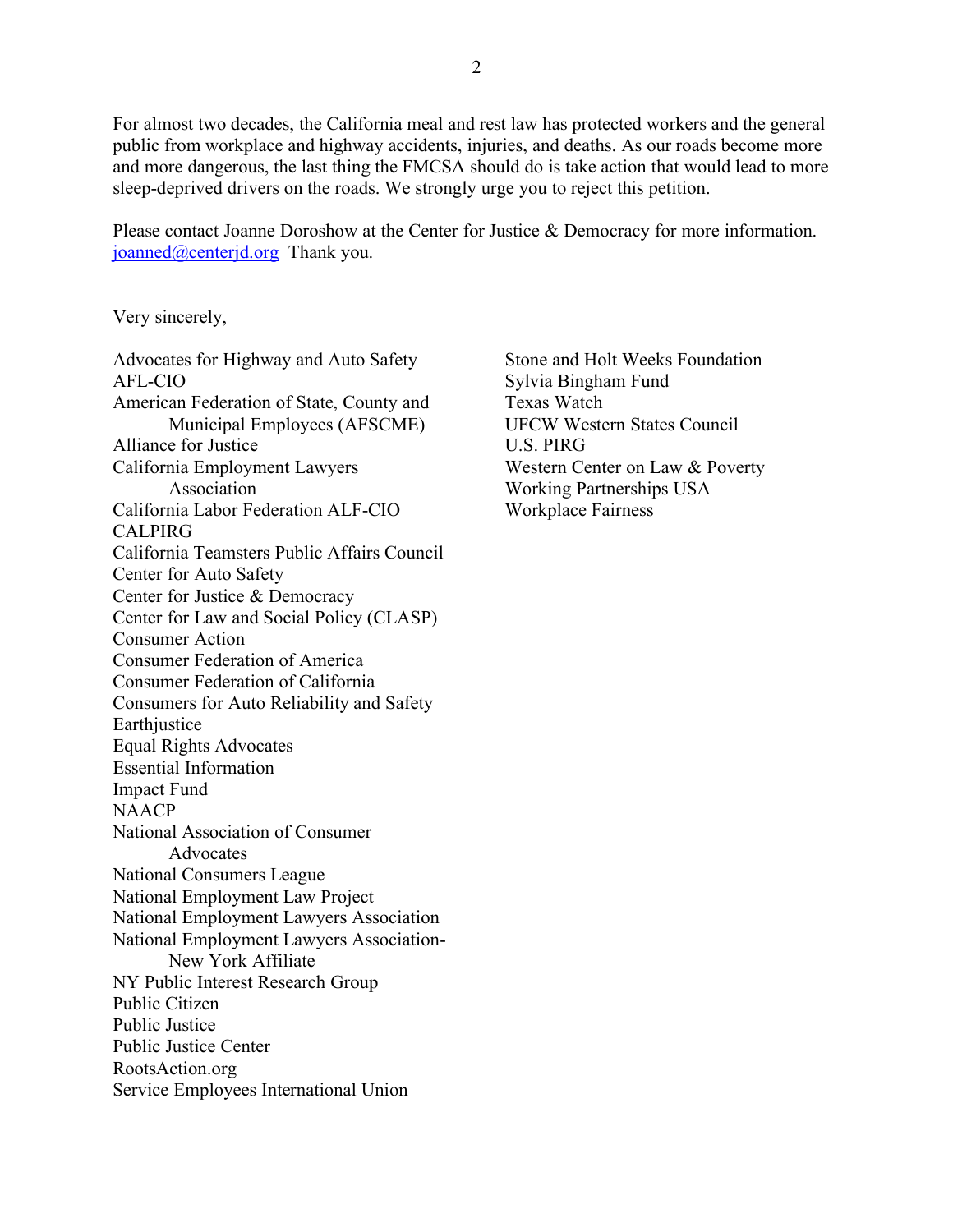For almost two decades, the California meal and rest law has protected workers and the general public from workplace and highway accidents, injuries, and deaths. As our roads become more and more dangerous, the last thing the FMCSA should do is take action that would lead to more sleep-deprived drivers on the roads. We strongly urge you to reject this petition.

Please contact Joanne Doroshow at the Center for Justice & Democracy for more information. joanned@centerjd.org Thank you.

Very sincerely,

Advocates for Highway and Auto Safety
AFL-CIO
American Federation of State, County and Municipal Employees (AFSCME)
Alliance for Justice
California Employment Lawyers Association
California Labor Federation ALF-CIO
CALPIRG
California Teamsters Public Affairs Council
Center for Auto Safety
Center for Justice & Democracy
Center for Law and Social Policy (CLASP)
Consumer Action
Consumer Federation of America
Consumer Federation of California
Consumers for Auto Reliability and Safety
Earthjustice
Equal Rights Advocates
Essential Information
Impact Fund
NAACP
National Association of Consumer Advocates
National Consumers League
National Employment Law Project
National Employment Lawyers Association
National Employment Lawyers Association-New York Affiliate
NY Public Interest Research Group
Public Citizen
Public Justice
Public Justice Center
RootsAction.org
Service Employees International Union
Stone and Holt Weeks Foundation
Sylvia Bingham Fund
Texas Watch
UFCW Western States Council
U.S. PIRG
Western Center on Law & Poverty
Working Partnerships USA
Workplace Fairness